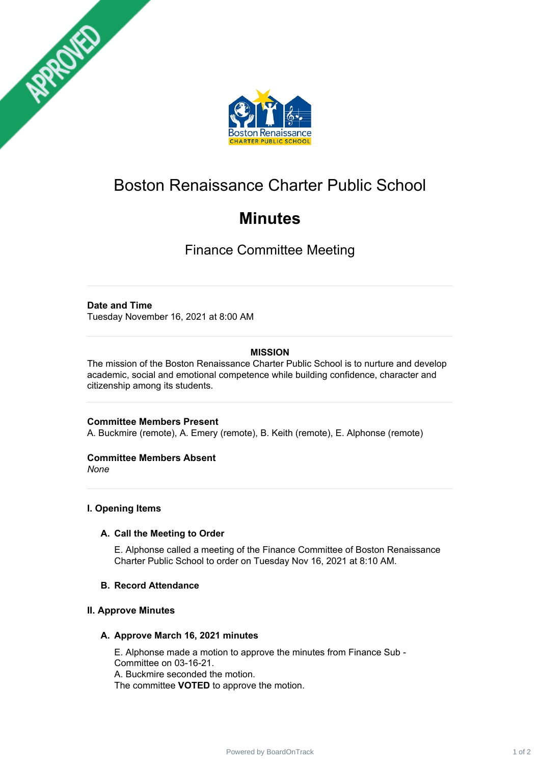APPROVED

# Boston Renaissance Charter Public School

## Minutes

### Finance Committee Meeting

**Date and Time**
Tuesday November 16, 2021 at 8:00 AM

**MISSION**
The mission of the Boston Renaissance Charter Public School is to nurture and develop academic, social and emotional competence while building confidence, character and citizenship among its students.

**Committee Members Present**
A. Buckmire (remote), A. Emery (remote), B. Keith (remote), E. Alphonse (remote)

**Committee Members Absent**
*None*

**I. Opening Items**

**A. Call the Meeting to Order**

E. Alphonse called a meeting of the Finance Committee of Boston Renaissance Charter Public School to order on Tuesday Nov 16, 2021 at 8:10 AM.

**B. Record Attendance**

**II. Approve Minutes**

**A. Approve March 16, 2021 minutes**

E. Alphonse made a motion to approve the minutes from Finance Sub - Committee on 03-16-21.
A. Buckmire seconded the motion.
The committee **VOTED** to approve the motion.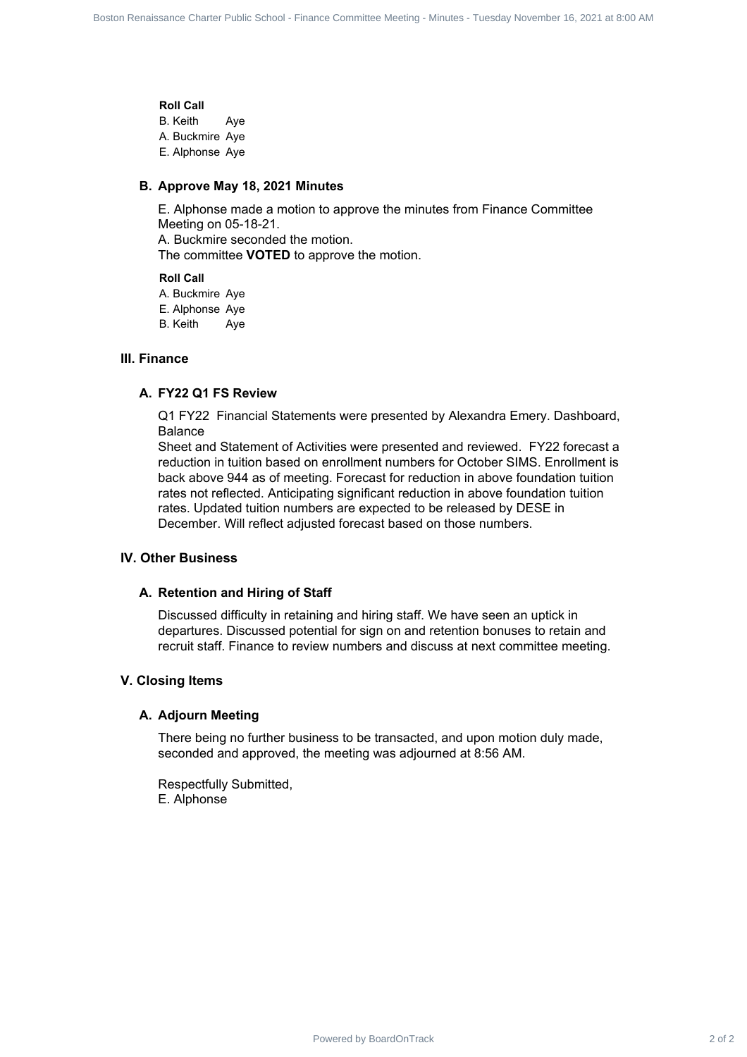**Roll Call**

B. Keith Aye
A. Buckmire Aye
E. Alphonse Aye

### B. Approve May 18, 2021 Minutes

E. Alphonse made a motion to approve the minutes from Finance Committee Meeting on 05-18-21.
A. Buckmire seconded the motion.
The committee **VOTED** to approve the motion.

**Roll Call**

A. Buckmire Aye
E. Alphonse Aye
B. Keith Aye

## III. Finance

### A. FY22 Q1 FS Review

Q1 FY22 Financial Statements were presented by Alexandra Emery. Dashboard, Balance
Sheet and Statement of Activities were presented and reviewed. FY22 forecast a reduction in tuition based on enrollment numbers for October SIMS. Enrollment is back above 944 as of meeting. Forecast for reduction in above foundation tuition rates not reflected. Anticipating significant reduction in above foundation tuition rates. Updated tuition numbers are expected to be released by DESE in December. Will reflect adjusted forecast based on those numbers.

## IV. Other Business

### A. Retention and Hiring of Staff

Discussed difficulty in retaining and hiring staff. We have seen an uptick in departures. Discussed potential for sign on and retention bonuses to retain and recruit staff. Finance to review numbers and discuss at next committee meeting.

## V. Closing Items

### A. Adjourn Meeting

There being no further business to be transacted, and upon motion duly made, seconded and approved, the meeting was adjourned at 8:56 AM.

Respectfully Submitted,
E. Alphonse